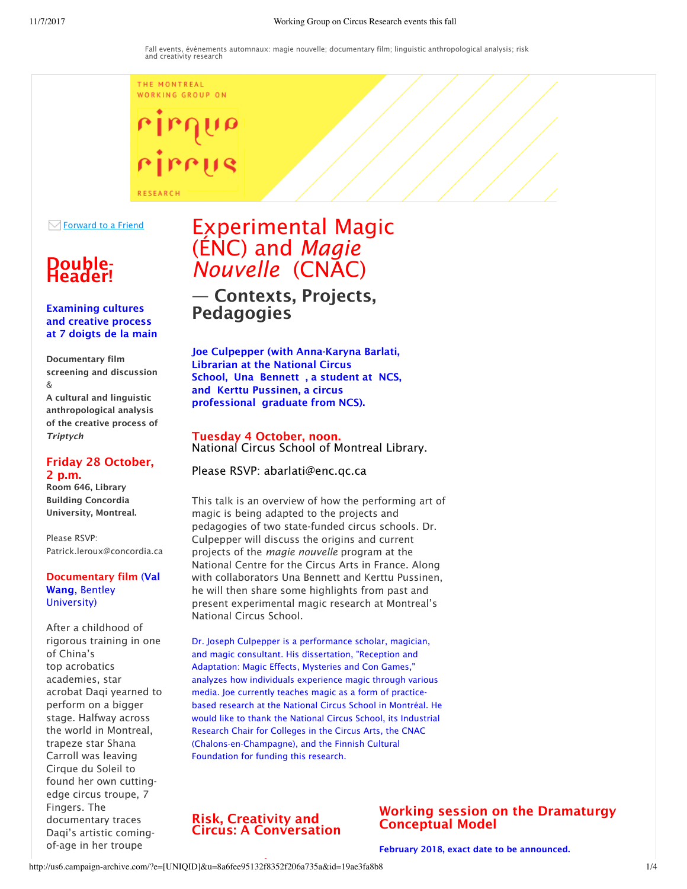Fall events, événements automnaux: magie nouvelle; documentary film; linguistic anthropological analysis; risk and creativity research

THE MONTREAL WORKING GROUP ON

cirque circus

RESEARCH

Forward to a Friend

# Double-Header!

**Examining cultures and creative process at 7 doigts de la main**

**Documentary film screening and discussion**
&
**A cultural and linguistic anthropological analysis of the creative process of *Triptych***

**Friday 28 October, 2 p.m.**
**Room 646, Library Building Concordia University, Montreal.**

Please RSVP: Patrick.leroux@concordia.ca

**Documentary film (Val Wang, Bentley University)**

After a childhood of rigorous training in one of China's top acrobatics academies, star acrobat Daqi yearned to perform on a bigger stage. Halfway across the world in Montreal, trapeze star Shana Carroll was leaving Cirque du Soleil to found her own cutting-edge circus troupe, 7 Fingers. The documentary traces Daqi's artistic coming-of-age in her troupe

# Experimental Magic (ÉNC) and *Magie Nouvelle* (CNAC)

## — Contexts, Projects, Pedagogies

**Joe Culpepper (with Anna-Karyna Barlati, Librarian at the National Circus School, Una Bennett , a student at NCS, and Kerttu Pussinen, a circus professional graduate from NCS).**

**Tuesday 4 October, noon.**
National Circus School of Montreal Library.

Please RSVP: abarlati@enc.qc.ca

This talk is an overview of how the performing art of magic is being adapted to the projects and pedagogies of two state-funded circus schools. Dr. Culpepper will discuss the origins and current projects of the *magie nouvelle* program at the National Centre for the Circus Arts in France. Along with collaborators Una Bennett and Kerttu Pussinen, he will then share some highlights from past and present experimental magic research at Montreal's National Circus School.

Dr. Joseph Culpepper is a performance scholar, magician, and magic consultant. His dissertation, "Reception and Adaptation: Magic Effects, Mysteries and Con Games," analyzes how individuals experience magic through various media. Joe currently teaches magic as a form of practice-based research at the National Circus School in Montréal. He would like to thank the National Circus School, its Industrial Research Chair for Colleges in the Circus Arts, the CNAC (Chalons-en-Champagne), and the Finnish Cultural Foundation for funding this research.

## Risk, Creativity and Circus: A Conversation

## Working session on the Dramaturgy Conceptual Model

**February 2018, exact date to be announced.**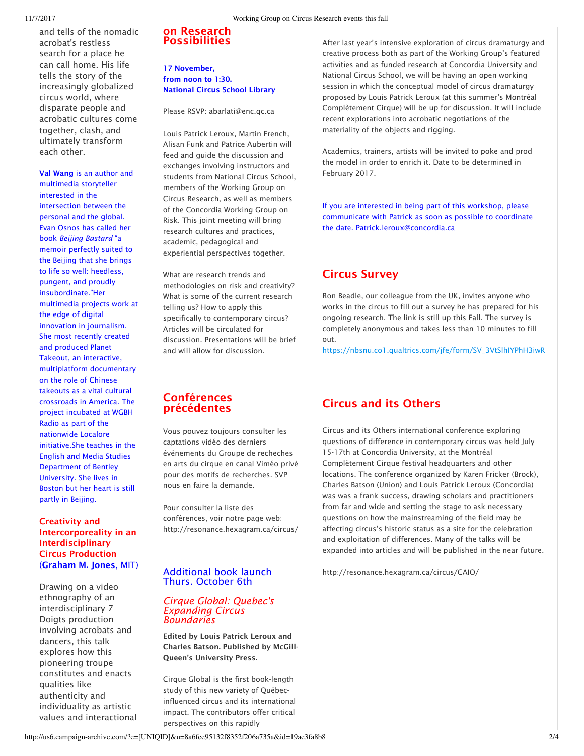and tells of the nomadic acrobat's restless search for a place he can call home. His life tells the story of the increasingly globalized circus world, where disparate people and acrobatic cultures come together, clash, and ultimately transform each other.

**Val Wang** is an author and multimedia storyteller interested in the intersection between the personal and the global. Evan Osnos has called her book *Beijing Bastard* "a memoir perfectly suited to the Beijing that she brings to life so well: heedless, pungent, and proudly insubordinate."Her multimedia projects work at the edge of digital innovation in journalism. She most recently created and produced Planet Takeout, an interactive, multiplatform documentary on the role of Chinese takeouts as a vital cultural crossroads in America. The project incubated at WGBH Radio as part of the nationwide Localore initiative.She teaches in the English and Media Studies Department of Bentley University. She lives in Boston but her heart is still partly in Beijing.

### Creativity and Intercorporeality in an Interdisciplinary Circus Production (**Graham M. Jones**, MIT)

Drawing on a video ethnography of an interdisciplinary 7 Doigts production involving acrobats and dancers, this talk explores how this pioneering troupe constitutes and enacts qualities like authenticity and individuality as artistic values and interactional

## on Research Possibilities

**17 November, from noon to 1:30. National Circus School Library**

Please RSVP: abarlati@enc.qc.ca

Louis Patrick Leroux, Martin French, Alisan Funk and Patrice Aubertin will feed and guide the discussion and exchanges involving instructors and students from National Circus School, members of the Working Group on Circus Research, as well as members of the Concordia Working Group on Risk. This joint meeting will bring research cultures and practices, academic, pedagogical and experiential perspectives together.

What are research trends and methodologies on risk and creativity? What is some of the current research telling us? How to apply this specifically to contemporary circus? Articles will be circulated for discussion. Presentations will be brief and will allow for discussion.

## Conférences précédentes

Vous pouvez toujours consulter les captations vidéo des derniers événements du Groupe de recheches en arts du cirque en canal Viméo privé pour des motifs de recherches. SVP nous en faire la demande.

Pour consulter la liste des conférences, voir notre page web: http://resonance.hexagram.ca/circus/

## Additional book launch Thurs. October 6th

### *Cirque Global: Quebec's Expanding Circus Boundaries*

**Edited by Louis Patrick Leroux and Charles Batson. Published by McGill-Queen's University Press.**

Cirque Global is the first book-length study of this new variety of Québec-influenced circus and its international impact. The contributors offer critical perspectives on this rapidly

After last year's intensive exploration of circus dramaturgy and creative process both as part of the Working Group's featured activities and as funded research at Concordia University and National Circus School, we will be having an open working session in which the conceptual model of circus dramaturgy proposed by Louis Patrick Leroux (at this summer's Montréal Complètement Cirque) will be up for discussion. It will include recent explorations into acrobatic negotiations of the materiality of the objects and rigging.

Academics, trainers, artists will be invited to poke and prod the model in order to enrich it. Date to be determined in February 2017.

If you are interested in being part of this workshop, please communicate with Patrick as soon as possible to coordinate the date. Patrick.leroux@concordia.ca

## Circus Survey

Ron Beadle, our colleague from the UK, invites anyone who works in the circus to fill out a survey he has prepared for his ongoing research. The link is still up this Fall. The survey is completely anonymous and takes less than 10 minutes to fill out.
https://nbsnu.co1.qualtrics.com/jfe/form/SV_3VtSlhIYPhH3iwR

## Circus and its Others

Circus and its Others international conference exploring questions of difference in contemporary circus was held July 15-17th at Concordia University, at the Montréal Complètement Cirque festival headquarters and other locations. The conference organized by Karen Fricker (Brock), Charles Batson (Union) and Louis Patrick Leroux (Concordia) was was a frank success, drawing scholars and practitioners from far and wide and setting the stage to ask necessary questions on how the mainstreaming of the field may be affecting circus's historic status as a site for the celebration and exploitation of differences. Many of the talks will be expanded into articles and will be published in the near future.

http://resonance.hexagram.ca/circus/CAIO/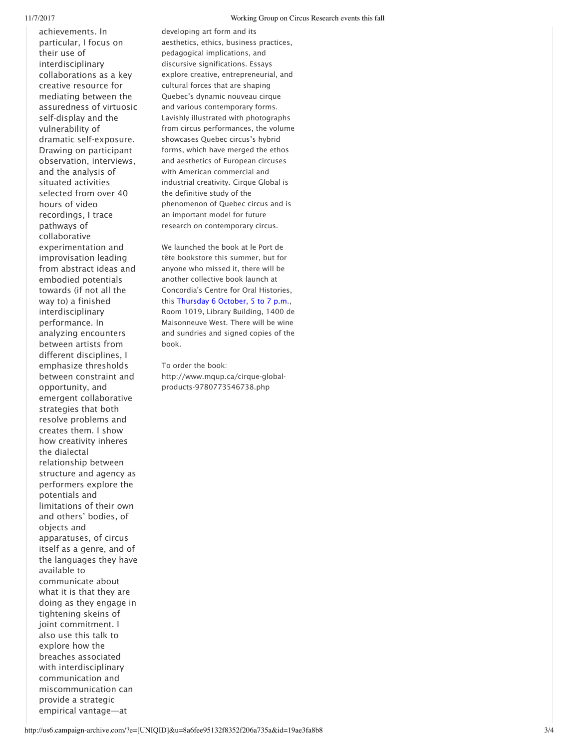achievements. In particular, I focus on their use of interdisciplinary collaborations as a key creative resource for mediating between the assuredness of virtuosic self-display and the vulnerability of dramatic self-exposure. Drawing on participant observation, interviews, and the analysis of situated activities selected from over 40 hours of video recordings, I trace pathways of collaborative experimentation and improvisation leading from abstract ideas and embodied potentials towards (if not all the way to) a finished interdisciplinary performance. In analyzing encounters between artists from different disciplines, I emphasize thresholds between constraint and opportunity, and emergent collaborative strategies that both resolve problems and creates them. I show how creativity inheres the dialectal relationship between structure and agency as performers explore the potentials and limitations of their own and others' bodies, of objects and apparatuses, of circus itself as a genre, and of the languages they have available to communicate about what it is that they are doing as they engage in tightening skeins of joint commitment. I also use this talk to explore how the breaches associated with interdisciplinary communication and miscommunication can provide a strategic empirical vantage—at

developing art form and its aesthetics, ethics, business practices, pedagogical implications, and discursive significations. Essays explore creative, entrepreneurial, and cultural forces that are shaping Quebec's dynamic nouveau cirque and various contemporary forms. Lavishly illustrated with photographs from circus performances, the volume showcases Quebec circus's hybrid forms, which have merged the ethos and aesthetics of European circuses with American commercial and industrial creativity. Cirque Global is the definitive study of the phenomenon of Quebec circus and is an important model for future research on contemporary circus.

We launched the book at le Port de tête bookstore this summer, but for anyone who missed it, there will be another collective book launch at Concordia's Centre for Oral Histories, this Thursday 6 October, 5 to 7 p.m., Room 1019, Library Building, 1400 de Maisonneuve West. There will be wine and sundries and signed copies of the book.

To order the book:
http://www.mqup.ca/cirque-global-products-9780773546738.php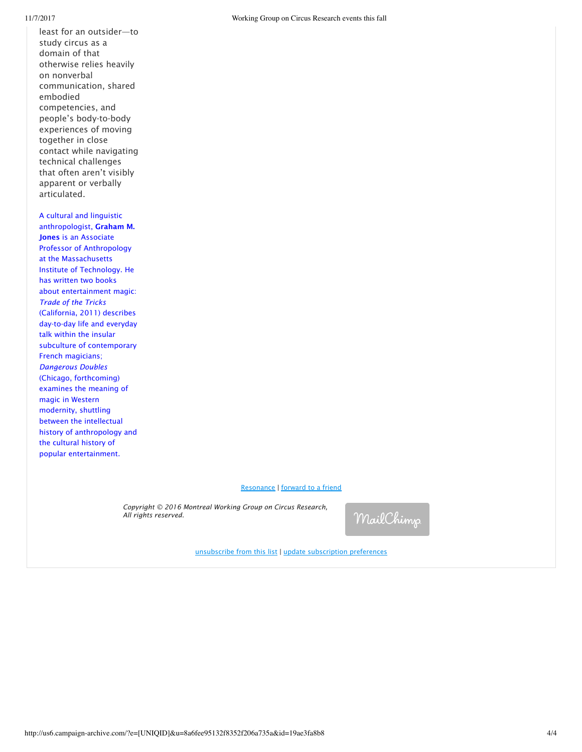least for an outsider—to study circus as a domain of that otherwise relies heavily on nonverbal communication, shared embodied competencies, and people's body-to-body experiences of moving together in close contact while navigating technical challenges that often aren't visibly apparent or verbally articulated.

A cultural and linguistic anthropologist, **Graham M. Jones** is an Associate Professor of Anthropology at the Massachusetts Institute of Technology. He has written two books about entertainment magic: *Trade of the Tricks* (California, 2011) describes day-to-day life and everyday talk within the insular subculture of contemporary French magicians; *Dangerous Doubles* (Chicago, forthcoming) examines the meaning of magic in Western modernity, shuttling between the intellectual history of anthropology and the cultural history of popular entertainment.

Resonance | forward to a friend

*Copyright © 2016 Montreal Working Group on Circus Research, All rights reserved.*

MailChimp

unsubscribe from this list | update subscription preferences